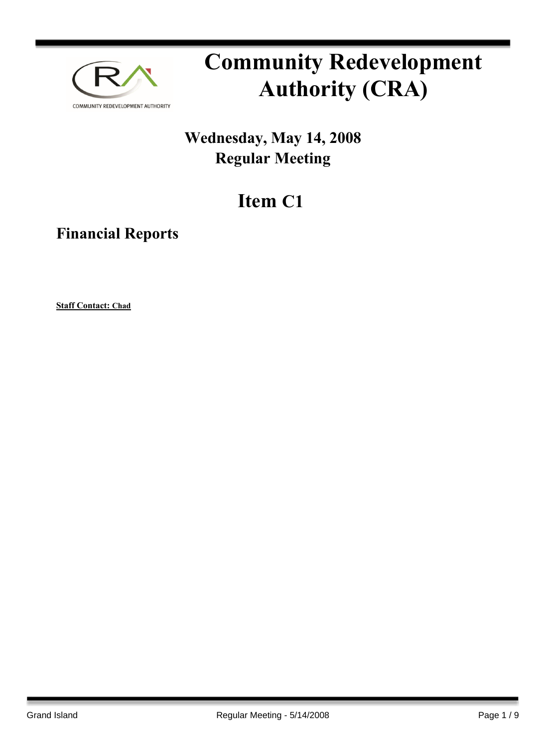# Community Redevelopment Authority (CRA)

**Wednesday, May 14, 2008**
**Regular Meeting**

## Item C1

### Financial Reports

**Staff Contact: Chad**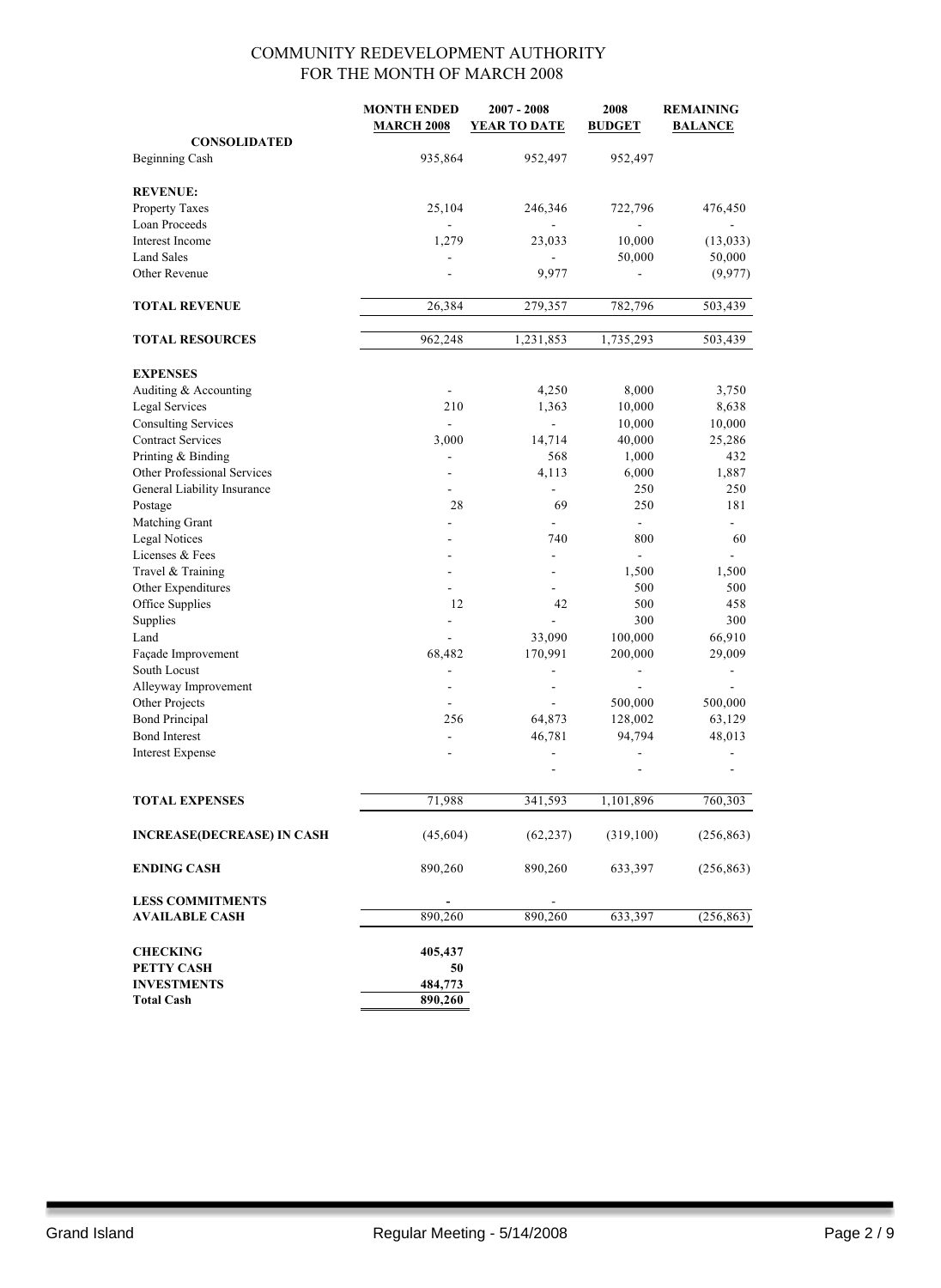# COMMUNITY REDEVELOPMENT AUTHORITY
## FOR THE MONTH OF MARCH 2008

| | MONTH ENDED MARCH 2008 | 2007 - 2008 YEAR TO DATE | 2008 BUDGET | REMAINING BALANCE |
|---|---|---|---|---|
| **CONSOLIDATED** | | | | |
| Beginning Cash | 935,864 | 952,497 | 952,497 | |
| | | | | |
| **REVENUE:** | | | | |
| Property Taxes | 25,104 | 246,346 | 722,796 | 476,450 |
| Loan Proceeds | - | - | - | - |
| Interest Income | 1,279 | 23,033 | 10,000 | (13,033) |
| Land Sales | - | - | 50,000 | 50,000 |
| Other Revenue | - | 9,977 | - | (9,977) |
| | | | | |
| **TOTAL REVENUE** | 26,384 | 279,357 | 782,796 | 503,439 |
| | | | | |
| **TOTAL RESOURCES** | 962,248 | 1,231,853 | 1,735,293 | 503,439 |
| | | | | |
| **EXPENSES** | | | | |
| Auditing & Accounting | - | 4,250 | 8,000 | 3,750 |
| Legal Services | 210 | 1,363 | 10,000 | 8,638 |
| Consulting Services | - | - | 10,000 | 10,000 |
| Contract Services | 3,000 | 14,714 | 40,000 | 25,286 |
| Printing & Binding | - | 568 | 1,000 | 432 |
| Other Professional Services | - | 4,113 | 6,000 | 1,887 |
| General Liability Insurance | - | - | 250 | 250 |
| Postage | 28 | 69 | 250 | 181 |
| Matching Grant | - | - | - | - |
| Legal Notices | - | 740 | 800 | 60 |
| Licenses & Fees | - | - | - | - |
| Travel & Training | - | - | 1,500 | 1,500 |
| Other Expenditures | - | - | 500 | 500 |
| Office Supplies | 12 | 42 | 500 | 458 |
| Supplies | - | - | 300 | 300 |
| Land | - | 33,090 | 100,000 | 66,910 |
| Façade Improvement | 68,482 | 170,991 | 200,000 | 29,009 |
| South Locust | - | - | - | - |
| Alleyway Improvement | - | - | - | - |
| Other Projects | - | - | 500,000 | 500,000 |
| Bond Principal | 256 | 64,873 | 128,002 | 63,129 |
| Bond Interest | - | 46,781 | 94,794 | 48,013 |
| Interest Expense | - | - | - | - |
| | | - | - | - |
| | | | | |
| **TOTAL EXPENSES** | 71,988 | 341,593 | 1,101,896 | 760,303 |
| | | | | |
| **INCREASE(DECREASE) IN CASH** | (45,604) | (62,237) | (319,100) | (256,863) |
| | | | | |
| **ENDING CASH** | 890,260 | 890,260 | 633,397 | (256,863) |
| | | | | |
| **LESS COMMITMENTS** | - | - | | |
| **AVAILABLE CASH** | 890,260 | 890,260 | 633,397 | (256,863) |
| | | | | |
| **CHECKING** | **405,437** | | | |
| **PETTY CASH** | **50** | | | |
| **INVESTMENTS** | **484,773** | | | |
| **Total Cash** | **890,260** | | | |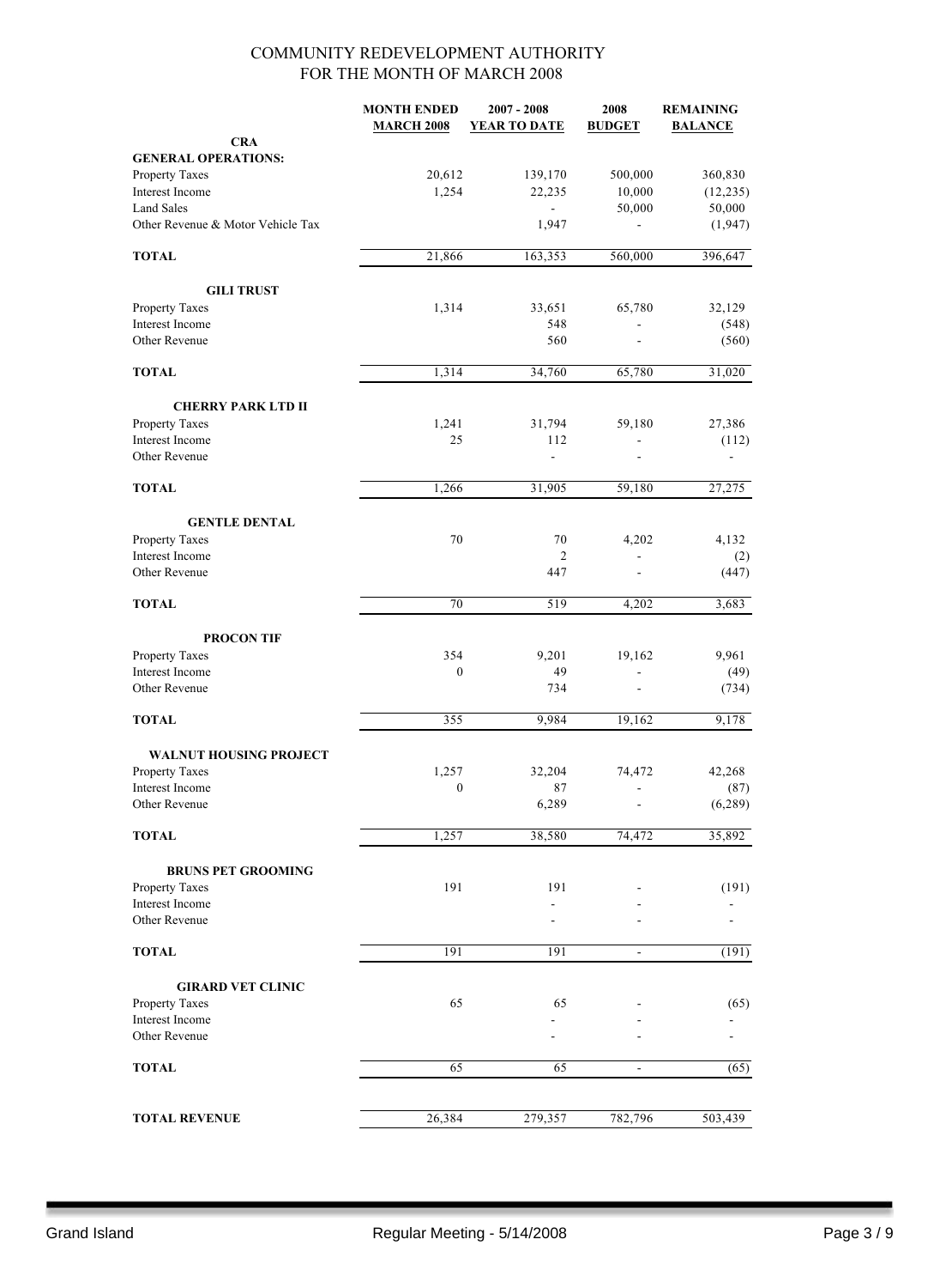# COMMUNITY REDEVELOPMENT AUTHORITY
## FOR THE MONTH OF MARCH 2008

| | MONTH ENDED MARCH 2008 | 2007 - 2008 YEAR TO DATE | 2008 BUDGET | REMAINING BALANCE |
|---|---|---|---|---|
| **CRA** | | | | |
| **GENERAL OPERATIONS:** | | | | |
| Property Taxes | 20,612 | 139,170 | 500,000 | 360,830 |
| Interest Income | 1,254 | 22,235 | 10,000 | (12,235) |
| Land Sales | | - | 50,000 | 50,000 |
| Other Revenue & Motor Vehicle Tax | | 1,947 | - | (1,947) |
| **TOTAL** | 21,866 | 163,353 | 560,000 | 396,647 |
| **GILI TRUST** | | | | |
| Property Taxes | 1,314 | 33,651 | 65,780 | 32,129 |
| Interest Income | | 548 | - | (548) |
| Other Revenue | | 560 | - | (560) |
| **TOTAL** | 1,314 | 34,760 | 65,780 | 31,020 |
| **CHERRY PARK LTD II** | | | | |
| Property Taxes | 1,241 | 31,794 | 59,180 | 27,386 |
| Interest Income | 25 | 112 | - | (112) |
| Other Revenue | | - | - | - |
| **TOTAL** | 1,266 | 31,905 | 59,180 | 27,275 |
| **GENTLE DENTAL** | | | | |
| Property Taxes | 70 | 70 | 4,202 | 4,132 |
| Interest Income | | 2 | - | (2) |
| Other Revenue | | 447 | - | (447) |
| **TOTAL** | 70 | 519 | 4,202 | 3,683 |
| **PROCON TIF** | | | | |
| Property Taxes | 354 | 9,201 | 19,162 | 9,961 |
| Interest Income | 0 | 49 | - | (49) |
| Other Revenue | | 734 | - | (734) |
| **TOTAL** | 355 | 9,984 | 19,162 | 9,178 |
| **WALNUT HOUSING PROJECT** | | | | |
| Property Taxes | 1,257 | 32,204 | 74,472 | 42,268 |
| Interest Income | 0 | 87 | - | (87) |
| Other Revenue | | 6,289 | - | (6,289) |
| **TOTAL** | 1,257 | 38,580 | 74,472 | 35,892 |
| **BRUNS PET GROOMING** | | | | |
| Property Taxes | 191 | 191 | - | (191) |
| Interest Income | | - | - | - |
| Other Revenue | | - | - | - |
| **TOTAL** | 191 | 191 | - | (191) |
| **GIRARD VET CLINIC** | | | | |
| Property Taxes | 65 | 65 | - | (65) |
| Interest Income | | - | - | - |
| Other Revenue | | - | - | - |
| **TOTAL** | 65 | 65 | - | (65) |
| **TOTAL REVENUE** | 26,384 | 279,357 | 782,796 | 503,439 |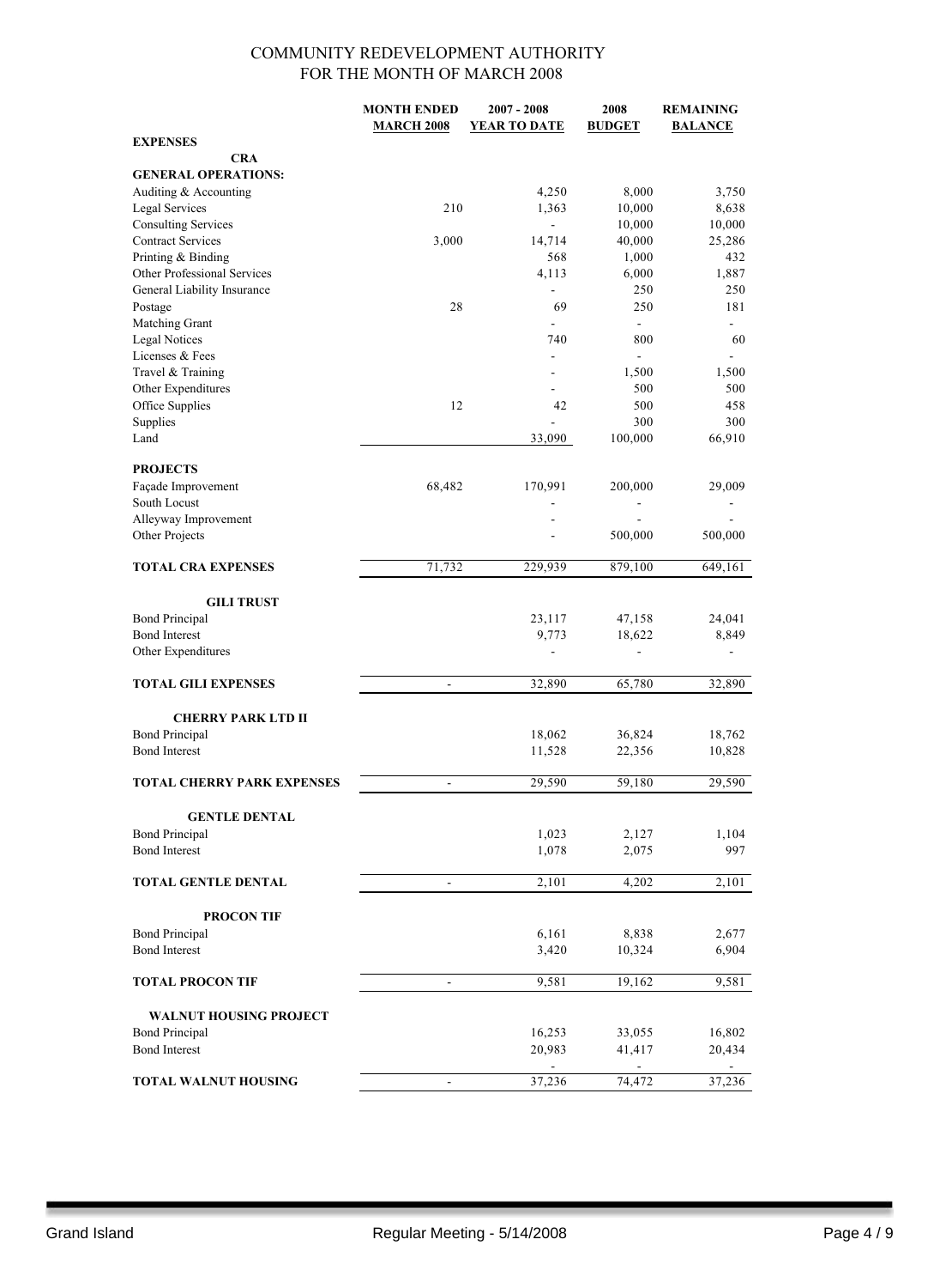# COMMUNITY REDEVELOPMENT AUTHORITY
## FOR THE MONTH OF MARCH 2008

| | MONTH ENDED MARCH 2008 | 2007 - 2008 YEAR TO DATE | 2008 BUDGET | REMAINING BALANCE |
|---|---|---|---|---|
| **EXPENSES** | | | | |
| **CRA** | | | | |
| **GENERAL OPERATIONS:** | | | | |
| Auditing & Accounting | | 4,250 | 8,000 | 3,750 |
| Legal Services | 210 | 1,363 | 10,000 | 8,638 |
| Consulting Services | | - | 10,000 | 10,000 |
| Contract Services | 3,000 | 14,714 | 40,000 | 25,286 |
| Printing & Binding | | 568 | 1,000 | 432 |
| Other Professional Services | | 4,113 | 6,000 | 1,887 |
| General Liability Insurance | | - | 250 | 250 |
| Postage | 28 | 69 | 250 | 181 |
| Matching Grant | | - | - | - |
| Legal Notices | | 740 | 800 | 60 |
| Licenses & Fees | | - | - | - |
| Travel & Training | | - | 1,500 | 1,500 |
| Other Expenditures | | - | 500 | 500 |
| Office Supplies | 12 | 42 | 500 | 458 |
| Supplies | | - | 300 | 300 |
| Land | | 33,090 | 100,000 | 66,910 |
| **PROJECTS** | | | | |
| Façade Improvement | 68,482 | 170,991 | 200,000 | 29,009 |
| South Locust | | - | - | - |
| Alleyway Improvement | | - | - | - |
| Other Projects | | - | 500,000 | 500,000 |
| **TOTAL CRA EXPENSES** | 71,732 | 229,939 | 879,100 | 649,161 |
| **GILI TRUST** | | | | |
| Bond Principal | | 23,117 | 47,158 | 24,041 |
| Bond Interest | | 9,773 | 18,622 | 8,849 |
| Other Expenditures | | - | - | - |
| **TOTAL GILI EXPENSES** | - | 32,890 | 65,780 | 32,890 |
| **CHERRY PARK LTD II** | | | | |
| Bond Principal | | 18,062 | 36,824 | 18,762 |
| Bond Interest | | 11,528 | 22,356 | 10,828 |
| **TOTAL CHERRY PARK EXPENSES** | - | 29,590 | 59,180 | 29,590 |
| **GENTLE DENTAL** | | | | |
| Bond Principal | | 1,023 | 2,127 | 1,104 |
| Bond Interest | | 1,078 | 2,075 | 997 |
| **TOTAL GENTLE DENTAL** | - | 2,101 | 4,202 | 2,101 |
| **PROCON TIF** | | | | |
| Bond Principal | | 6,161 | 8,838 | 2,677 |
| Bond Interest | | 3,420 | 10,324 | 6,904 |
| **TOTAL PROCON TIF** | - | 9,581 | 19,162 | 9,581 |
| **WALNUT HOUSING PROJECT** | | | | |
| Bond Principal | | 16,253 | 33,055 | 16,802 |
| Bond Interest | | 20,983 | 41,417 | 20,434 |
| | | - | - | - |
| **TOTAL WALNUT HOUSING** | - | 37,236 | 74,472 | 37,236 |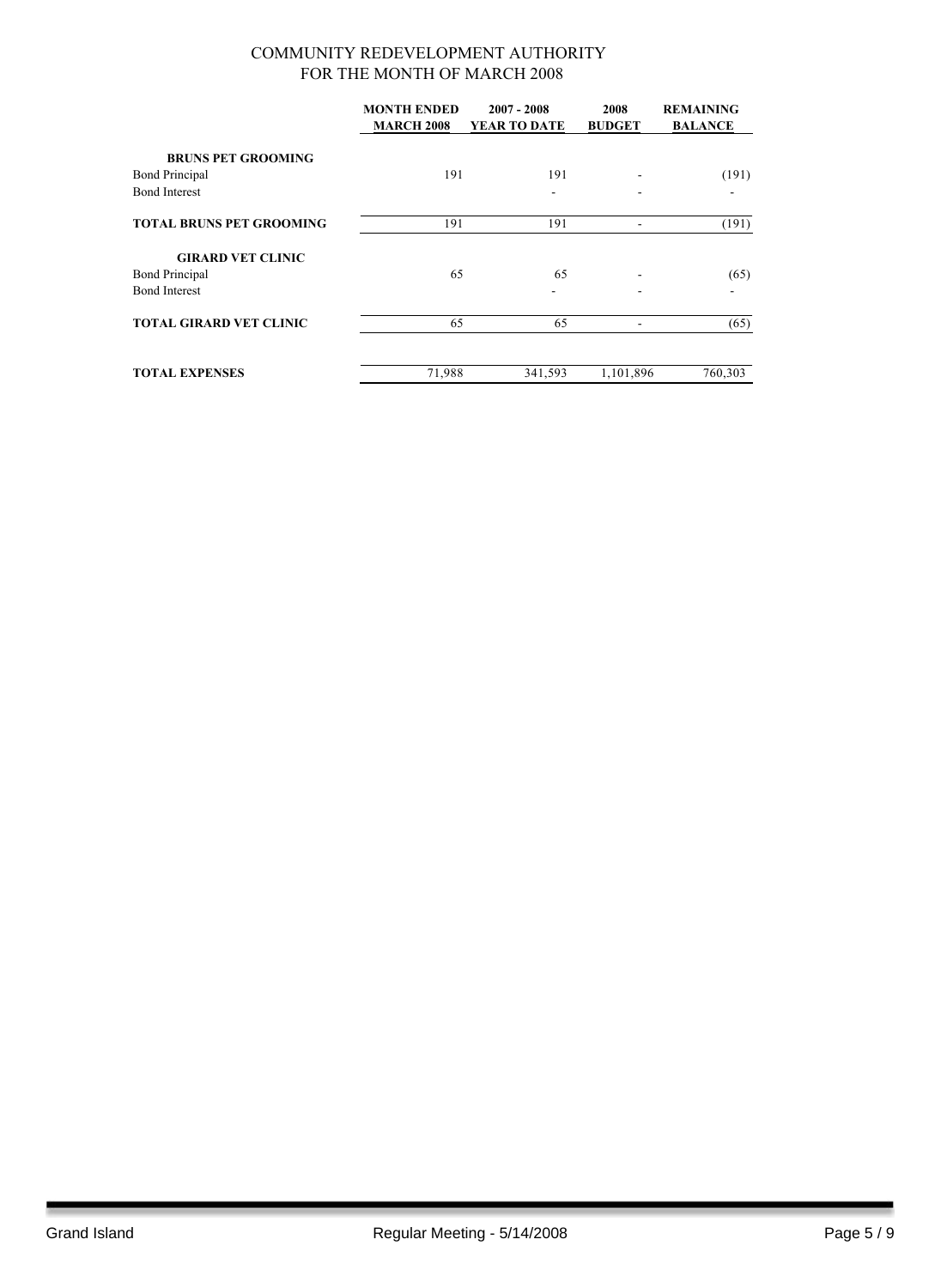# COMMUNITY REDEVELOPMENT AUTHORITY
## FOR THE MONTH OF MARCH 2008

| | MONTH ENDED MARCH 2008 | 2007 - 2008 YEAR TO DATE | 2008 BUDGET | REMAINING BALANCE |
|---|---|---|---|---|
| **BRUNS PET GROOMING** | | | | |
| Bond Principal | 191 | 191 | - | (191) |
| Bond Interest | | - | - | - |
| **TOTAL BRUNS PET GROOMING** | 191 | 191 | - | (191) |
| **GIRARD VET CLINIC** | | | | |
| Bond Principal | 65 | 65 | - | (65) |
| Bond Interest | | - | - | - |
| **TOTAL GIRARD VET CLINIC** | 65 | 65 | - | (65) |
| **TOTAL EXPENSES** | 71,988 | 341,593 | 1,101,896 | 760,303 |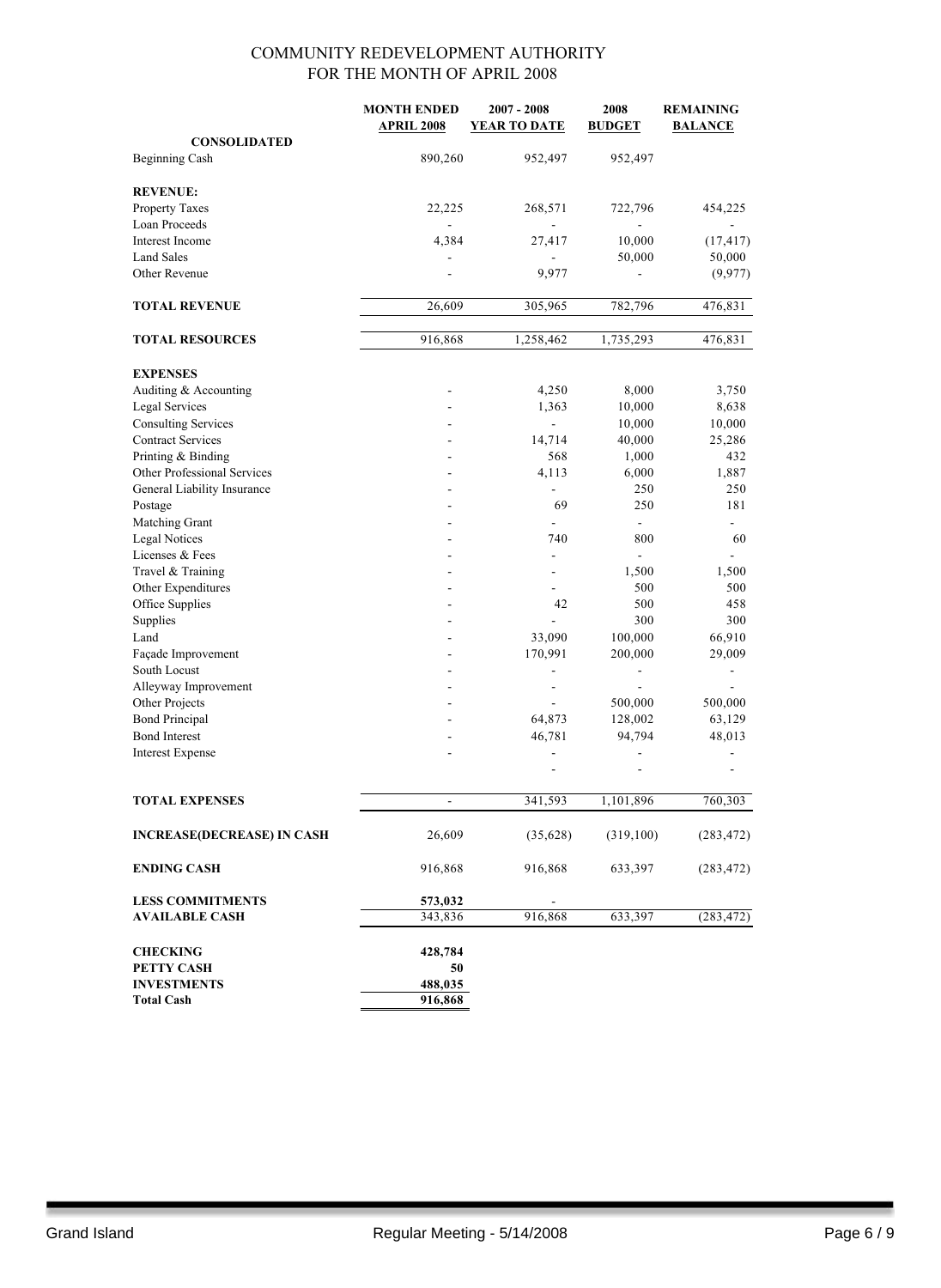COMMUNITY REDEVELOPMENT AUTHORITY
FOR THE MONTH OF APRIL 2008

| | MONTH ENDED APRIL 2008 | 2007 - 2008 YEAR TO DATE | 2008 BUDGET | REMAINING BALANCE |
|---|---|---|---|---|
| **CONSOLIDATED** | | | | |
| Beginning Cash | 890,260 | 952,497 | 952,497 | |
| **REVENUE:** | | | | |
| Property Taxes | 22,225 | 268,571 | 722,796 | 454,225 |
| Loan Proceeds | - | - | - | - |
| Interest Income | 4,384 | 27,417 | 10,000 | (17,417) |
| Land Sales | - | - | 50,000 | 50,000 |
| Other Revenue | - | 9,977 | - | (9,977) |
| **TOTAL REVENUE** | 26,609 | 305,965 | 782,796 | 476,831 |
| **TOTAL RESOURCES** | 916,868 | 1,258,462 | 1,735,293 | 476,831 |
| **EXPENSES** | | | | |
| Auditing & Accounting | - | 4,250 | 8,000 | 3,750 |
| Legal Services | - | 1,363 | 10,000 | 8,638 |
| Consulting Services | - | - | 10,000 | 10,000 |
| Contract Services | - | 14,714 | 40,000 | 25,286 |
| Printing & Binding | - | 568 | 1,000 | 432 |
| Other Professional Services | - | 4,113 | 6,000 | 1,887 |
| General Liability Insurance | - | - | 250 | 250 |
| Postage | - | 69 | 250 | 181 |
| Matching Grant | - | - | - | - |
| Legal Notices | - | 740 | 800 | 60 |
| Licenses & Fees | - | - | - | - |
| Travel & Training | - | - | 1,500 | 1,500 |
| Other Expenditures | - | - | 500 | 500 |
| Office Supplies | - | 42 | 500 | 458 |
| Supplies | - | - | 300 | 300 |
| Land | - | 33,090 | 100,000 | 66,910 |
| Façade Improvement | - | 170,991 | 200,000 | 29,009 |
| South Locust | - | - | - | - |
| Alleyway Improvement | - | - | - | - |
| Other Projects | - | - | 500,000 | 500,000 |
| Bond Principal | - | 64,873 | 128,002 | 63,129 |
| Bond Interest | - | 46,781 | 94,794 | 48,013 |
| Interest Expense | - | - | - | - |
| | | - | - | - |
| **TOTAL EXPENSES** | - | 341,593 | 1,101,896 | 760,303 |
| **INCREASE(DECREASE) IN CASH** | 26,609 | (35,628) | (319,100) | (283,472) |
| **ENDING CASH** | 916,868 | 916,868 | 633,397 | (283,472) |
| **LESS COMMITMENTS** | **573,032** | - | | |
| **AVAILABLE CASH** | 343,836 | 916,868 | 633,397 | (283,472) |
| **CHECKING** | **428,784** | | | |
| **PETTY CASH** | **50** | | | |
| **INVESTMENTS** | **488,035** | | | |
| **Total Cash** | **916,868** | | | |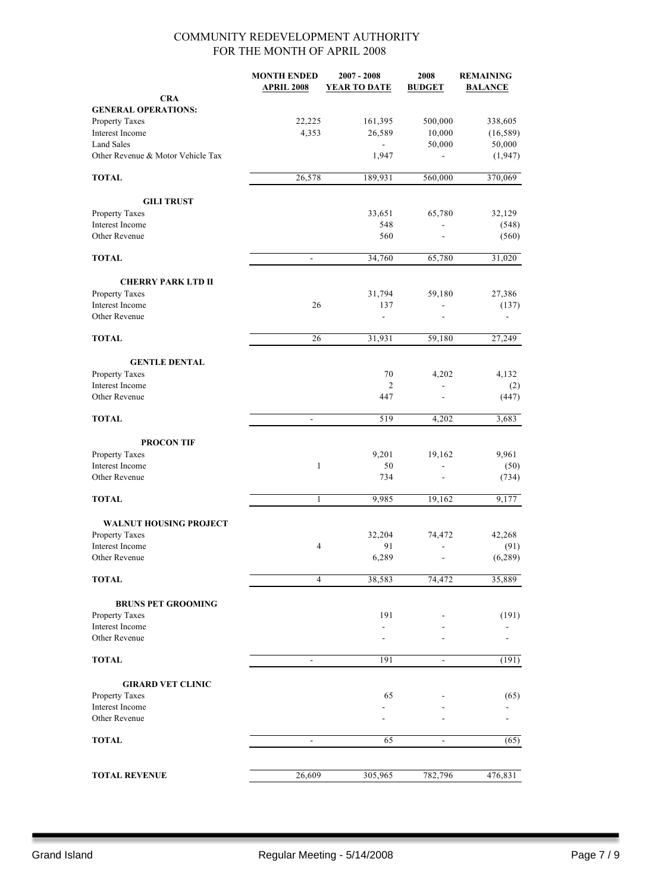# COMMUNITY REDEVELOPMENT AUTHORITY
## FOR THE MONTH OF APRIL 2008

| | MONTH ENDED APRIL 2008 | 2007 - 2008 YEAR TO DATE | 2008 BUDGET | REMAINING BALANCE |
|---|---|---|---|---|
| **CRA** | | | | |
| **GENERAL OPERATIONS:** | | | | |
| Property Taxes | 22,225 | 161,395 | 500,000 | 338,605 |
| Interest Income | 4,353 | 26,589 | 10,000 | (16,589) |
| Land Sales | | - | 50,000 | 50,000 |
| Other Revenue & Motor Vehicle Tax | | 1,947 | - | (1,947) |
| **TOTAL** | 26,578 | 189,931 | 560,000 | 370,069 |
| **GILI TRUST** | | | | |
| Property Taxes | | 33,651 | 65,780 | 32,129 |
| Interest Income | | 548 | - | (548) |
| Other Revenue | | 560 | - | (560) |
| **TOTAL** | - | 34,760 | 65,780 | 31,020 |
| **CHERRY PARK LTD II** | | | | |
| Property Taxes | | 31,794 | 59,180 | 27,386 |
| Interest Income | 26 | 137 | - | (137) |
| Other Revenue | | - | - | - |
| **TOTAL** | 26 | 31,931 | 59,180 | 27,249 |
| **GENTLE DENTAL** | | | | |
| Property Taxes | | 70 | 4,202 | 4,132 |
| Interest Income | | 2 | - | (2) |
| Other Revenue | | 447 | - | (447) |
| **TOTAL** | - | 519 | 4,202 | 3,683 |
| **PROCON TIF** | | | | |
| Property Taxes | | 9,201 | 19,162 | 9,961 |
| Interest Income | 1 | 50 | - | (50) |
| Other Revenue | | 734 | - | (734) |
| **TOTAL** | 1 | 9,985 | 19,162 | 9,177 |
| **WALNUT HOUSING PROJECT** | | | | |
| Property Taxes | | 32,204 | 74,472 | 42,268 |
| Interest Income | 4 | 91 | - | (91) |
| Other Revenue | | 6,289 | - | (6,289) |
| **TOTAL** | 4 | 38,583 | 74,472 | 35,889 |
| **BRUNS PET GROOMING** | | | | |
| Property Taxes | | 191 | - | (191) |
| Interest Income | | - | - | - |
| Other Revenue | | - | - | - |
| **TOTAL** | - | 191 | - | (191) |
| **GIRARD VET CLINIC** | | | | |
| Property Taxes | | 65 | - | (65) |
| Interest Income | | - | - | - |
| Other Revenue | | - | - | - |
| **TOTAL** | - | 65 | - | (65) |
| **TOTAL REVENUE** | 26,609 | 305,965 | 782,796 | 476,831 |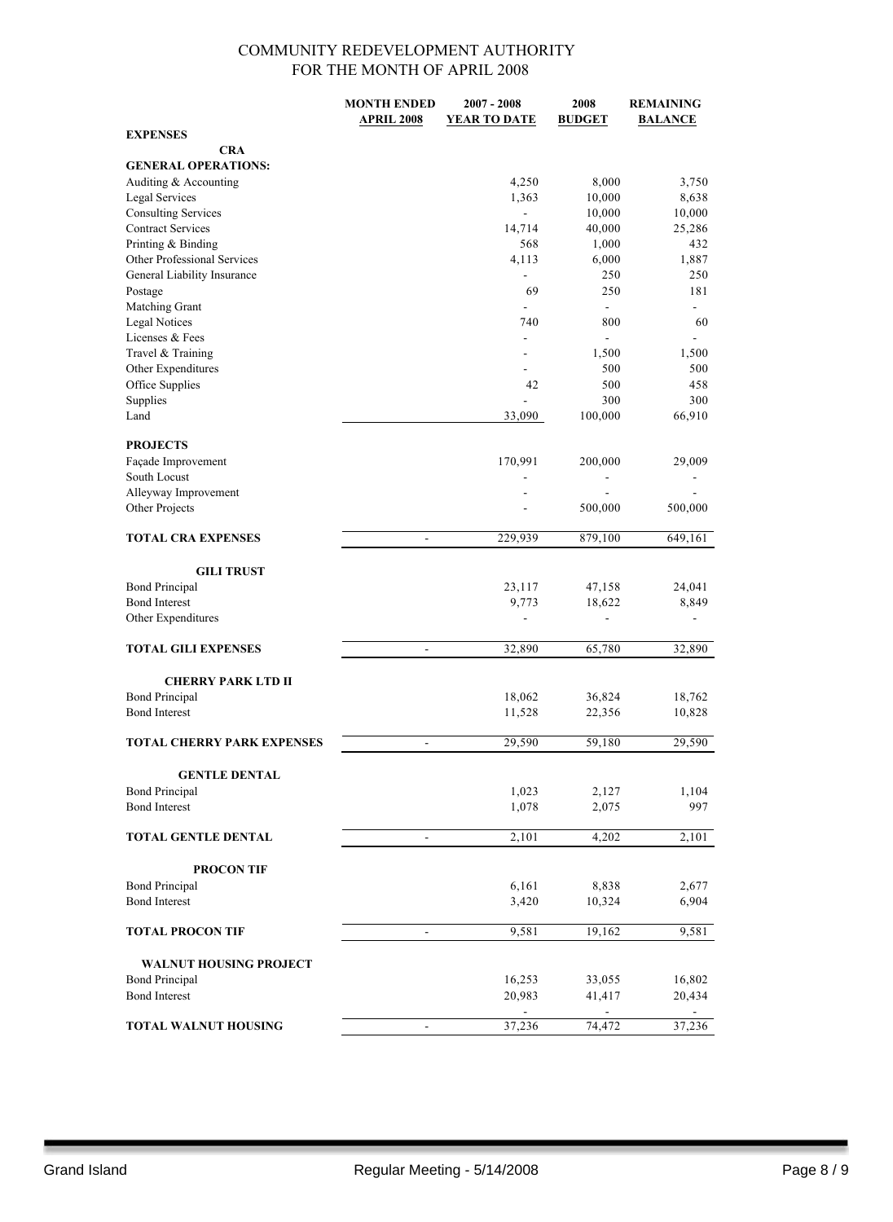# COMMUNITY REDEVELOPMENT AUTHORITY
## FOR THE MONTH OF APRIL 2008

| | MONTH ENDED APRIL 2008 | 2007 - 2008 YEAR TO DATE | 2008 BUDGET | REMAINING BALANCE |
|---|---|---|---|---|
| **EXPENSES** | | | | |
| **CRA** | | | | |
| **GENERAL OPERATIONS:** | | | | |
| Auditing & Accounting | | 4,250 | 8,000 | 3,750 |
| Legal Services | | 1,363 | 10,000 | 8,638 |
| Consulting Services | | - | 10,000 | 10,000 |
| Contract Services | | 14,714 | 40,000 | 25,286 |
| Printing & Binding | | 568 | 1,000 | 432 |
| Other Professional Services | | 4,113 | 6,000 | 1,887 |
| General Liability Insurance | | - | 250 | 250 |
| Postage | | 69 | 250 | 181 |
| Matching Grant | | - | - | - |
| Legal Notices | | 740 | 800 | 60 |
| Licenses & Fees | | - | - | - |
| Travel & Training | | - | 1,500 | 1,500 |
| Other Expenditures | | - | 500 | 500 |
| Office Supplies | | 42 | 500 | 458 |
| Supplies | | - | 300 | 300 |
| Land | | 33,090 | 100,000 | 66,910 |
| **PROJECTS** | | | | |
| Façade Improvement | | 170,991 | 200,000 | 29,009 |
| South Locust | | - | - | - |
| Alleyway Improvement | | - | - | - |
| Other Projects | | - | 500,000 | 500,000 |
| **TOTAL CRA EXPENSES** | - | 229,939 | 879,100 | 649,161 |
| **GILI TRUST** | | | | |
| Bond Principal | | 23,117 | 47,158 | 24,041 |
| Bond Interest | | 9,773 | 18,622 | 8,849 |
| Other Expenditures | | - | - | - |
| **TOTAL GILI EXPENSES** | - | 32,890 | 65,780 | 32,890 |
| **CHERRY PARK LTD II** | | | | |
| Bond Principal | | 18,062 | 36,824 | 18,762 |
| Bond Interest | | 11,528 | 22,356 | 10,828 |
| **TOTAL CHERRY PARK EXPENSES** | - | 29,590 | 59,180 | 29,590 |
| **GENTLE DENTAL** | | | | |
| Bond Principal | | 1,023 | 2,127 | 1,104 |
| Bond Interest | | 1,078 | 2,075 | 997 |
| **TOTAL GENTLE DENTAL** | - | 2,101 | 4,202 | 2,101 |
| **PROCON TIF** | | | | |
| Bond Principal | | 6,161 | 8,838 | 2,677 |
| Bond Interest | | 3,420 | 10,324 | 6,904 |
| **TOTAL PROCON TIF** | - | 9,581 | 19,162 | 9,581 |
| **WALNUT HOUSING PROJECT** | | | | |
| Bond Principal | | 16,253 | 33,055 | 16,802 |
| Bond Interest | | 20,983 | 41,417 | 20,434 |
| | | - | - | - |
| **TOTAL WALNUT HOUSING** | - | 37,236 | 74,472 | 37,236 |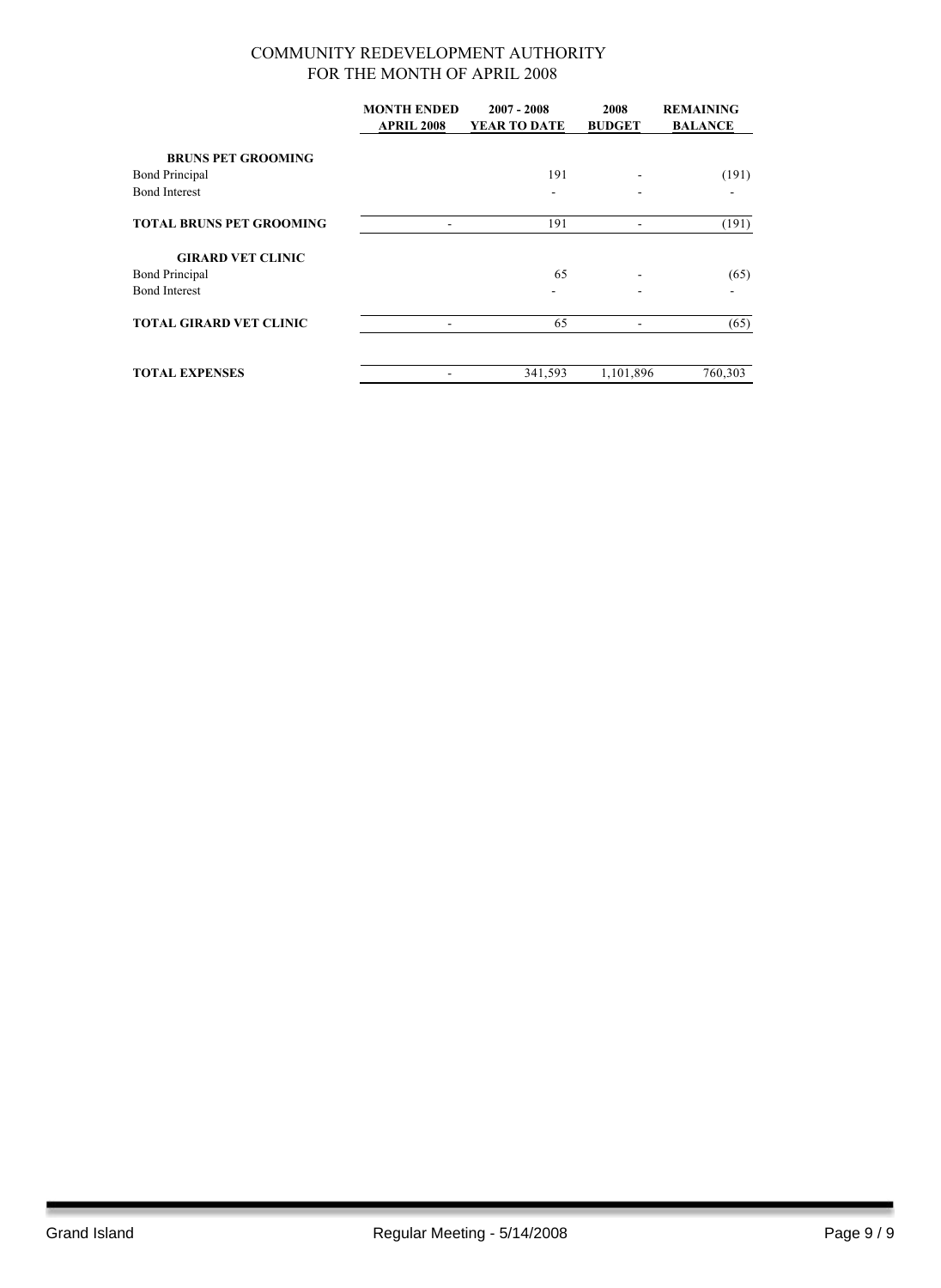# COMMUNITY REDEVELOPMENT AUTHORITY
## FOR THE MONTH OF APRIL 2008

| | MONTH ENDED APRIL 2008 | 2007 - 2008 YEAR TO DATE | 2008 BUDGET | REMAINING BALANCE |
|---|---|---|---|---|
| **BRUNS PET GROOMING** | | | | |
| Bond Principal | | 191 | - | (191) |
| Bond Interest | | - | - | - |
| **TOTAL BRUNS PET GROOMING** | - | 191 | - | (191) |
| **GIRARD VET CLINIC** | | | | |
| Bond Principal | | 65 | - | (65) |
| Bond Interest | | - | - | - |
| **TOTAL GIRARD VET CLINIC** | - | 65 | - | (65) |
| **TOTAL EXPENSES** | - | 341,593 | 1,101,896 | 760,303 |